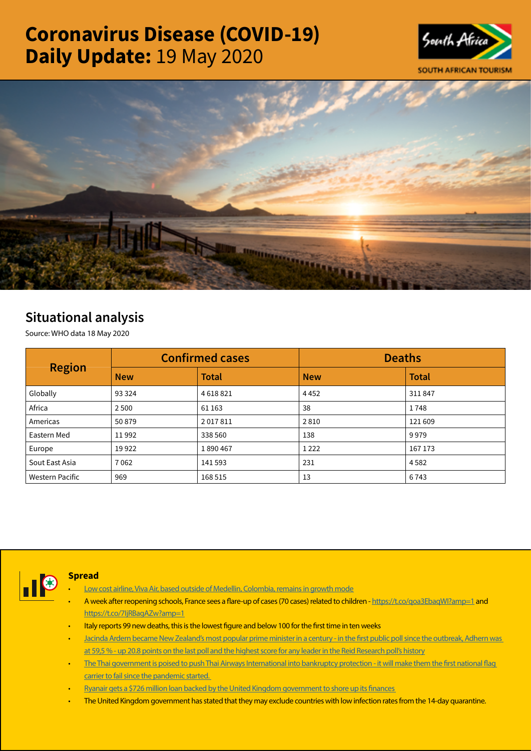# Coronavirus Disease (COVID-19) Daily Update: 19 May 2020

SOUTH AFRICAN TOURISM

## Situational analysis

Source: WHO data 18 May 2020

| Region | Confirmed cases | | Deaths | |
|---|---|---|---|---|
| | **New** | **Total** | **New** | **Total** |
| Globally | 93 324 | 4 618 821 | 4 452 | 311 847 |
| Africa | 2 500 | 61 163 | 38 | 1 748 |
| Americas | 50 879 | 2 017 811 | 2 810 | 121 609 |
| Eastern Med | 11 992 | 338 560 | 138 | 9 979 |
| Europe | 19 922 | 1 890 467 | 1 222 | 167 173 |
| Sout East Asia | 7 062 | 141 593 | 231 | 4 582 |
| Western Pacific | 969 | 168 515 | 13 | 6 743 |

### Spread

- Low cost airline, Viva Air, based outside of Medellin, Colombia, remains in growth mode
- A week after reopening schools, France sees a flare-up of cases (70 cases) related to children - https://t.co/qoa3EbaqWI?amp=1 and https://t.co/7IjRBaqAZw?amp=1
- Italy reports 99 new deaths, this is the lowest figure and below 100 for the first time in ten weeks
- Jacinda Ardern became New Zealand's most popular prime minister in a century - in the first public poll since the outbreak, Adhern was at 59,5 % - up 20.8 points on the last poll and the highest score for any leader in the Reid Research poll's history
- The Thai government is poised to push Thai Airways International into bankruptcy protection - it will make them the first national flag carrier to fail since the pandemic started.
- Ryanair gets a $726 million loan backed by the United Kingdom government to shore up its finances
- The United Kingdom government has stated that they may exclude countries with low infection rates from the 14-day quarantine.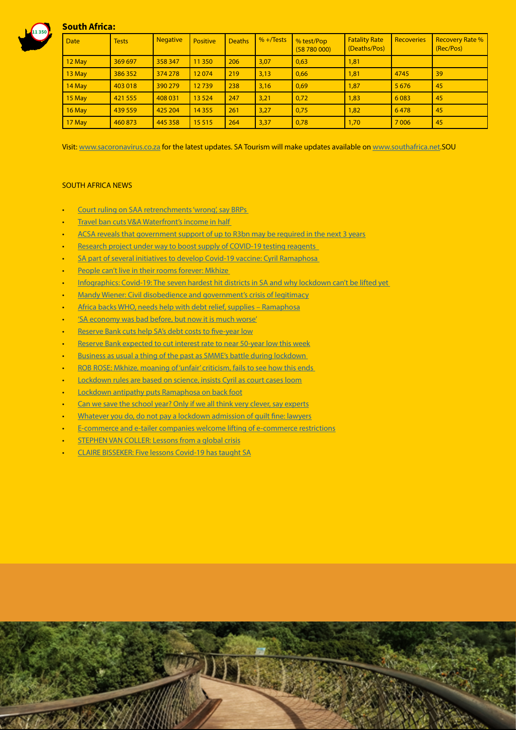## South Africa:

| Date | Tests | Negative | Positive | Deaths | % +/Tests | % test/Pop (58 780 000) | Fatality Rate (Deaths/Pos) | Recoveries | Recovery Rate % (Rec/Pos) |
|---|---|---|---|---|---|---|---|---|---|
| 12 May | 369 697 | 358 347 | 11 350 | 206 | 3,07 | 0,63 | 1,81 | | |
| 13 May | 386 352 | 374 278 | 12 074 | 219 | 3,13 | 0,66 | 1,81 | 4745 | 39 |
| 14 May | 403 018 | 390 279 | 12 739 | 238 | 3,16 | 0,69 | 1,87 | 5 676 | 45 |
| 15 May | 421 555 | 408 031 | 13 524 | 247 | 3,21 | 0,72 | 1,83 | 6 083 | 45 |
| 16 May | 439 559 | 425 204 | 14 355 | 261 | 3,27 | 0,75 | 1,82 | 6 478 | 45 |
| 17 May | 460 873 | 445 358 | 15 515 | 264 | 3,37 | 0,78 | 1,70 | 7 006 | 45 |

Visit: www.sacoronavirus.co.za for the latest updates. SA Tourism will make updates available on www.southafrica.net.SOU

SOUTH AFRICA NEWS

- Court ruling on SAA retrenchments 'wrong', say BRPs
- Travel ban cuts V&A Waterfront's income in half
- ACSA reveals that government support of up to R3bn may be required in the next 3 years
- Research project under way to boost supply of COVID-19 testing reagents
- SA part of several initiatives to develop Covid-19 vaccine: Cyril Ramaphosa
- People can't live in their rooms forever: Mkhize
- Infographics: Covid-19: The seven hardest hit districts in SA and why lockdown can't be lifted yet
- Mandy Wiener: Civil disobedience and government's crisis of legitimacy
- Africa backs WHO, needs help with debt relief, supplies – Ramaphosa
- 'SA economy was bad before, but now it is much worse'
- Reserve Bank cuts help SA's debt costs to five-year low
- Reserve Bank expected to cut interest rate to near 50-year low this week
- Business as usual a thing of the past as SMME's battle during lockdown
- ROB ROSE: Mkhize, moaning of 'unfair' criticism, fails to see how this ends
- Lockdown rules are based on science, insists Cyril as court cases loom
- Lockdown antipathy puts Ramaphosa on back foot
- Can we save the school year? Only if we all think very clever, say experts
- Whatever you do, do not pay a lockdown admission of guilt fine: lawyers
- E-commerce and e-tailer companies welcome lifting of e-commerce restrictions
- STEPHEN VAN COLLER: Lessons from a global crisis
- CLAIRE BISSEKER: Five lessons Covid-19 has taught SA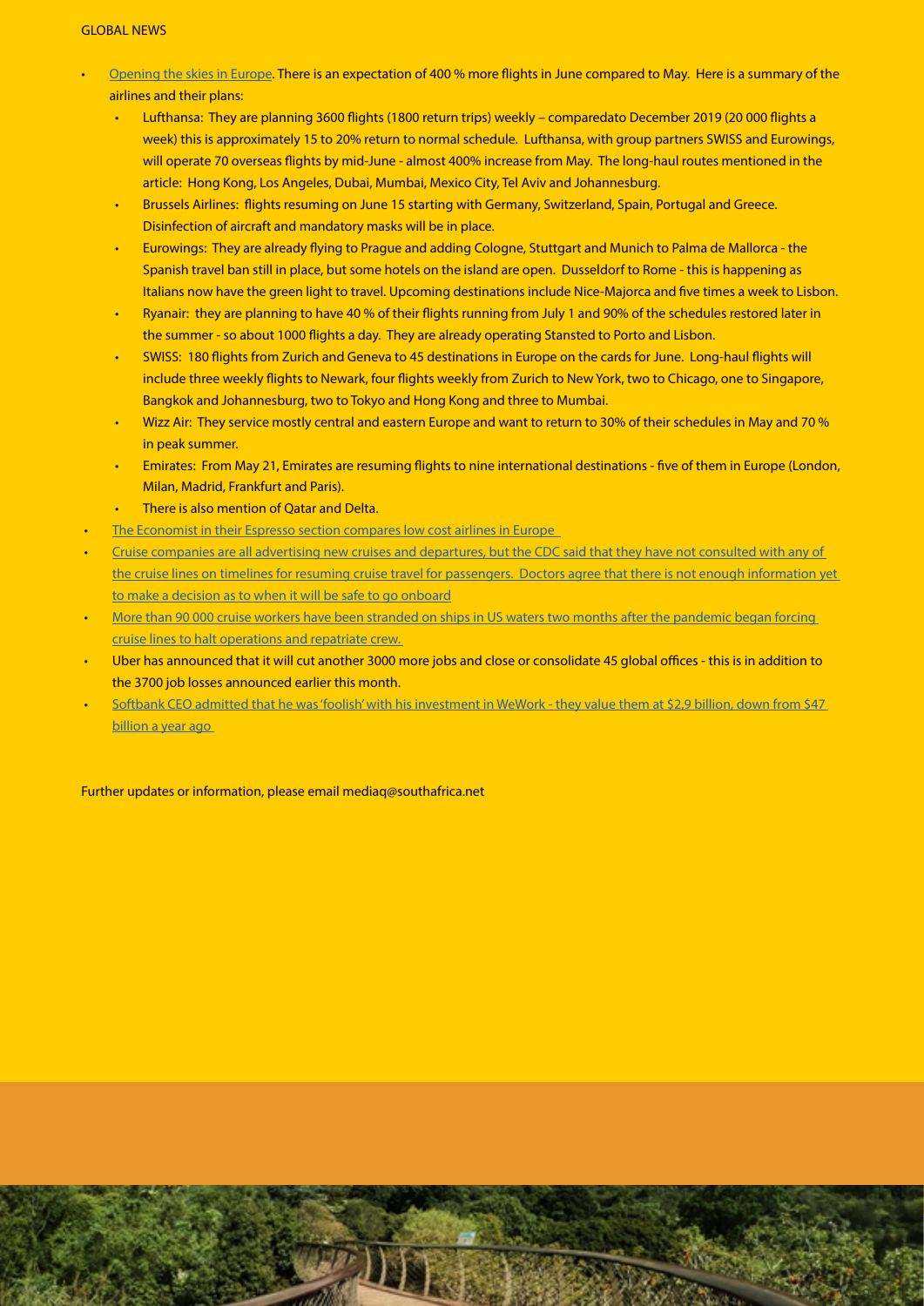GLOBAL NEWS

- Opening the skies in Europe. There is an expectation of 400 % more flights in June compared to May. Here is a summary of the airlines and their plans:
  - Lufthansa: They are planning 3600 flights (1800 return trips) weekly – comparedato December 2019 (20 000 flights a week) this is approximately 15 to 20% return to normal schedule. Lufthansa, with group partners SWISS and Eurowings, will operate 70 overseas flights by mid-June - almost 400% increase from May. The long-haul routes mentioned in the article: Hong Kong, Los Angeles, Dubai, Mumbai, Mexico City, Tel Aviv and Johannesburg.
  - Brussels Airlines: flights resuming on June 15 starting with Germany, Switzerland, Spain, Portugal and Greece. Disinfection of aircraft and mandatory masks will be in place.
  - Eurowings: They are already flying to Prague and adding Cologne, Stuttgart and Munich to Palma de Mallorca - the Spanish travel ban still in place, but some hotels on the island are open. Dusseldorf to Rome - this is happening as Italians now have the green light to travel. Upcoming destinations include Nice-Majorca and five times a week to Lisbon.
  - Ryanair: they are planning to have 40 % of their flights running from July 1 and 90% of the schedules restored later in the summer - so about 1000 flights a day. They are already operating Stansted to Porto and Lisbon.
  - SWISS: 180 flights from Zurich and Geneva to 45 destinations in Europe on the cards for June. Long-haul flights will include three weekly flights to Newark, four flights weekly from Zurich to New York, two to Chicago, one to Singapore, Bangkok and Johannesburg, two to Tokyo and Hong Kong and three to Mumbai.
  - Wizz Air: They service mostly central and eastern Europe and want to return to 30% of their schedules in May and 70 % in peak summer.
  - Emirates: From May 21, Emirates are resuming flights to nine international destinations - five of them in Europe (London, Milan, Madrid, Frankfurt and Paris).
  - There is also mention of Qatar and Delta.
- The Economist in their Espresso section compares low cost airlines in Europe
- Cruise companies are all advertising new cruises and departures, but the CDC said that they have not consulted with any of the cruise lines on timelines for resuming cruise travel for passengers. Doctors agree that there is not enough information yet to make a decision as to when it will be safe to go onboard
- More than 90 000 cruise workers have been stranded on ships in US waters two months after the pandemic began forcing cruise lines to halt operations and repatriate crew.
- Uber has announced that it will cut another 3000 more jobs and close or consolidate 45 global offices - this is in addition to the 3700 job losses announced earlier this month.
- Softbank CEO admitted that he was 'foolish' with his investment in WeWork - they value them at $2,9 billion, down from $47 billion a year ago

Further updates or information, please email mediaq@southafrica.net